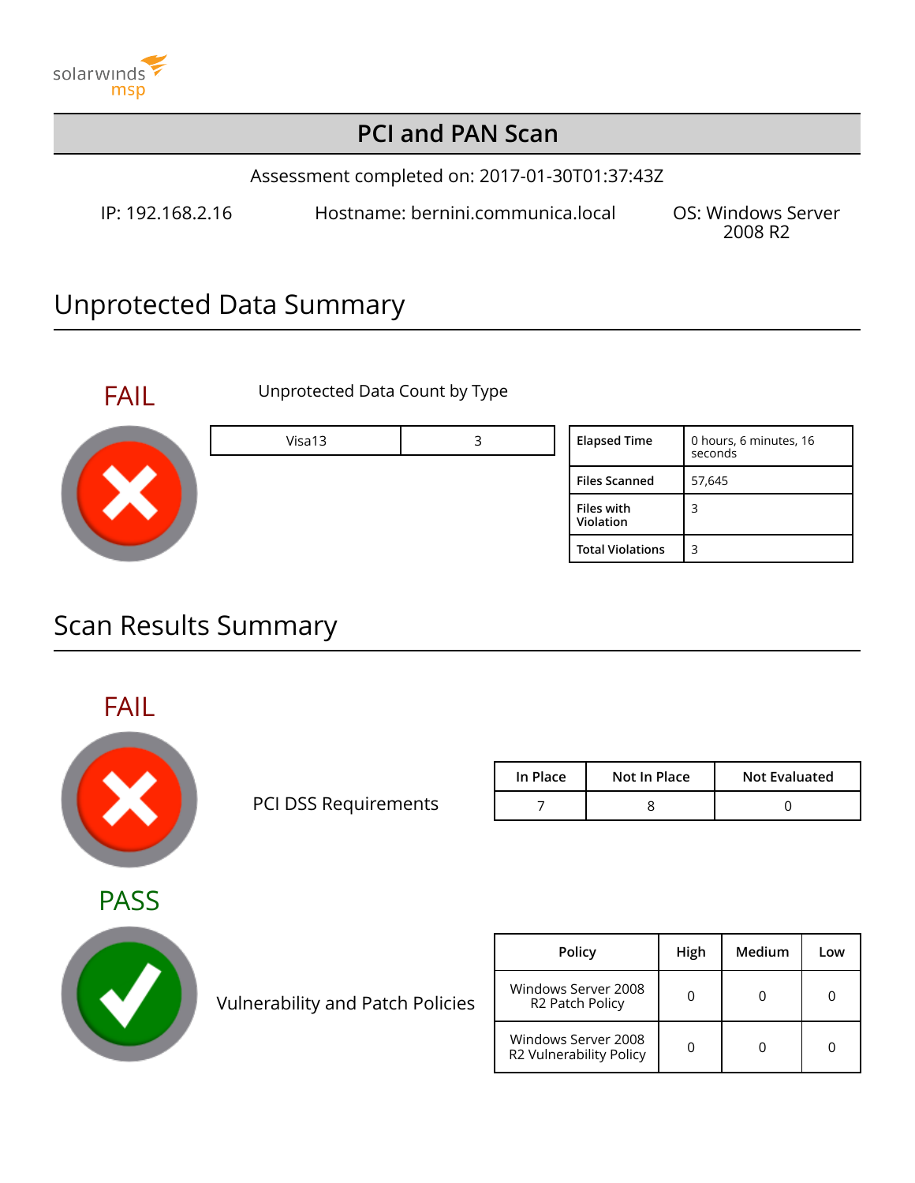solarwinds msp

# PCI and PAN Scan

Assessment completed on: 2017-01-30T01:37:43Z

IP: 192.168.2.16 | Hostname: bernini.communica.local | OS: Windows Server 2008 R2

## Unprotected Data Summary

FAIL

Unprotected Data Count by Type

| Visa13 | 3 |
|---|---|

| | |
|---|---|
| **Elapsed Time** | 0 hours, 6 minutes, 16 seconds |
| **Files Scanned** | 57,645 |
| **Files with Violation** | 3 |
| **Total Violations** | 3 |

## Scan Results Summary

FAIL

PCI DSS Requirements

| In Place | Not In Place | Not Evaluated |
|---|---|---|
| 7 | 8 | 0 |

PASS

Vulnerability and Patch Policies

| Policy | High | Medium | Low |
|---|---|---|---|
| Windows Server 2008 R2 Patch Policy | 0 | 0 | 0 |
| Windows Server 2008 R2 Vulnerability Policy | 0 | 0 | 0 |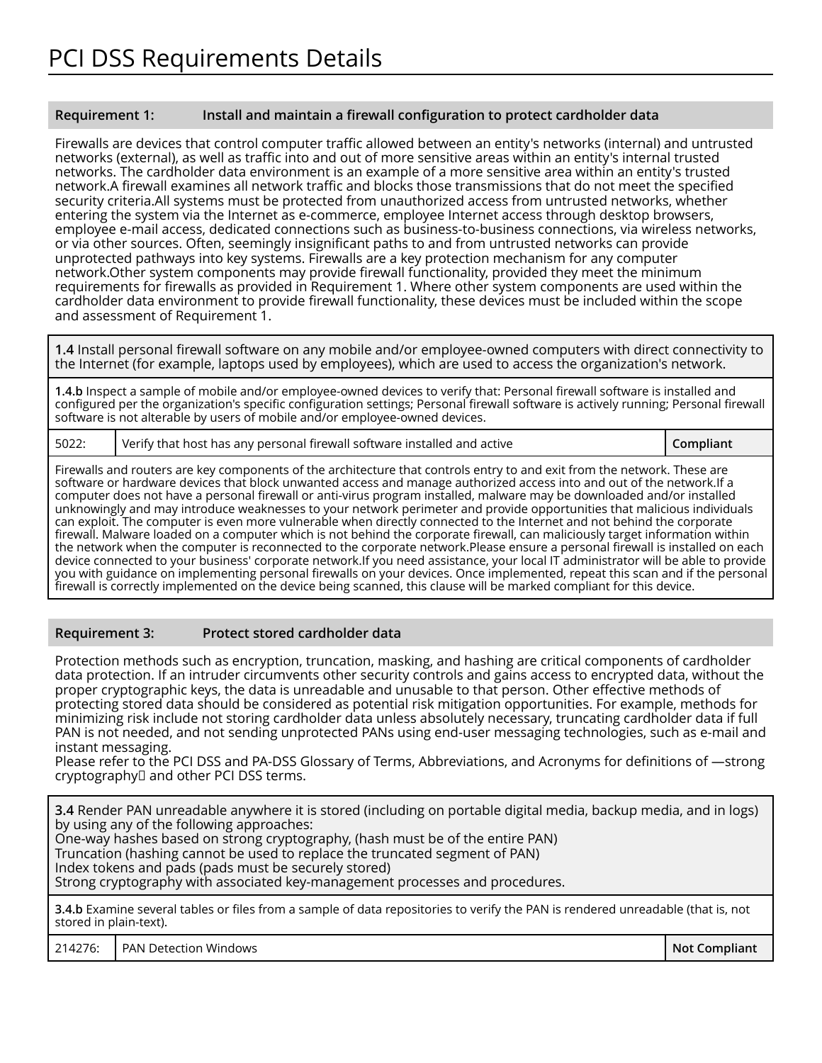# PCI DSS Requirements Details

| Requirement 1: | Install and maintain a firewall configuration to protect cardholder data |
|---|---|

Firewalls are devices that control computer traffic allowed between an entity's networks (internal) and untrusted networks (external), as well as traffic into and out of more sensitive areas within an entity's internal trusted networks. The cardholder data environment is an example of a more sensitive area within an entity's trusted network.A firewall examines all network traffic and blocks those transmissions that do not meet the specified security criteria.All systems must be protected from unauthorized access from untrusted networks, whether entering the system via the Internet as e-commerce, employee Internet access through desktop browsers, employee e-mail access, dedicated connections such as business-to-business connections, via wireless networks, or via other sources. Often, seemingly insignificant paths to and from untrusted networks can provide unprotected pathways into key systems. Firewalls are a key protection mechanism for any computer network.Other system components may provide firewall functionality, provided they meet the minimum requirements for firewalls as provided in Requirement 1. Where other system components are used within the cardholder data environment to provide firewall functionality, these devices must be included within the scope and assessment of Requirement 1.

**1.4** Install personal firewall software on any mobile and/or employee-owned computers with direct connectivity to the Internet (for example, laptops used by employees), which are used to access the organization's network.

**1.4.b** Inspect a sample of mobile and/or employee-owned devices to verify that: Personal firewall software is installed and configured per the organization's specific configuration settings; Personal firewall software is actively running; Personal firewall software is not alterable by users of mobile and/or employee-owned devices.

| 5022: | Verify that host has any personal firewall software installed and active | **Compliant** |
|---|---|---|

Firewalls and routers are key components of the architecture that controls entry to and exit from the network. These are software or hardware devices that block unwanted access and manage authorized access into and out of the network.If a computer does not have a personal firewall or anti-virus program installed, malware may be downloaded and/or installed unknowingly and may introduce weaknesses to your network perimeter and provide opportunities that malicious individuals can exploit. The computer is even more vulnerable when directly connected to the Internet and not behind the corporate firewall. Malware loaded on a computer which is not behind the corporate firewall, can maliciously target information within the network when the computer is reconnected to the corporate network.Please ensure a personal firewall is installed on each device connected to your business' corporate network.If you need assistance, your local IT administrator will be able to provide you with guidance on implementing personal firewalls on your devices. Once implemented, repeat this scan and if the personal firewall is correctly implemented on the device being scanned, this clause will be marked compliant for this device.

| Requirement 3: | Protect stored cardholder data |
|---|---|

Protection methods such as encryption, truncation, masking, and hashing are critical components of cardholder data protection. If an intruder circumvents other security controls and gains access to encrypted data, without the proper cryptographic keys, the data is unreadable and unusable to that person. Other effective methods of protecting stored data should be considered as potential risk mitigation opportunities. For example, methods for minimizing risk include not storing cardholder data unless absolutely necessary, truncating cardholder data if full PAN is not needed, and not sending unprotected PANs using end-user messaging technologies, such as e-mail and instant messaging.
Please refer to the PCI DSS and PA-DSS Glossary of Terms, Abbreviations, and Acronyms for definitions of —strong cryptography and other PCI DSS terms.

**3.4** Render PAN unreadable anywhere it is stored (including on portable digital media, backup media, and in logs) by using any of the following approaches:
One-way hashes based on strong cryptography, (hash must be of the entire PAN)
Truncation (hashing cannot be used to replace the truncated segment of PAN)
Index tokens and pads (pads must be securely stored)
Strong cryptography with associated key-management processes and procedures.

**3.4.b** Examine several tables or files from a sample of data repositories to verify the PAN is rendered unreadable (that is, not stored in plain-text).

| 214276: | PAN Detection Windows | **Not Compliant** |
|---|---|---|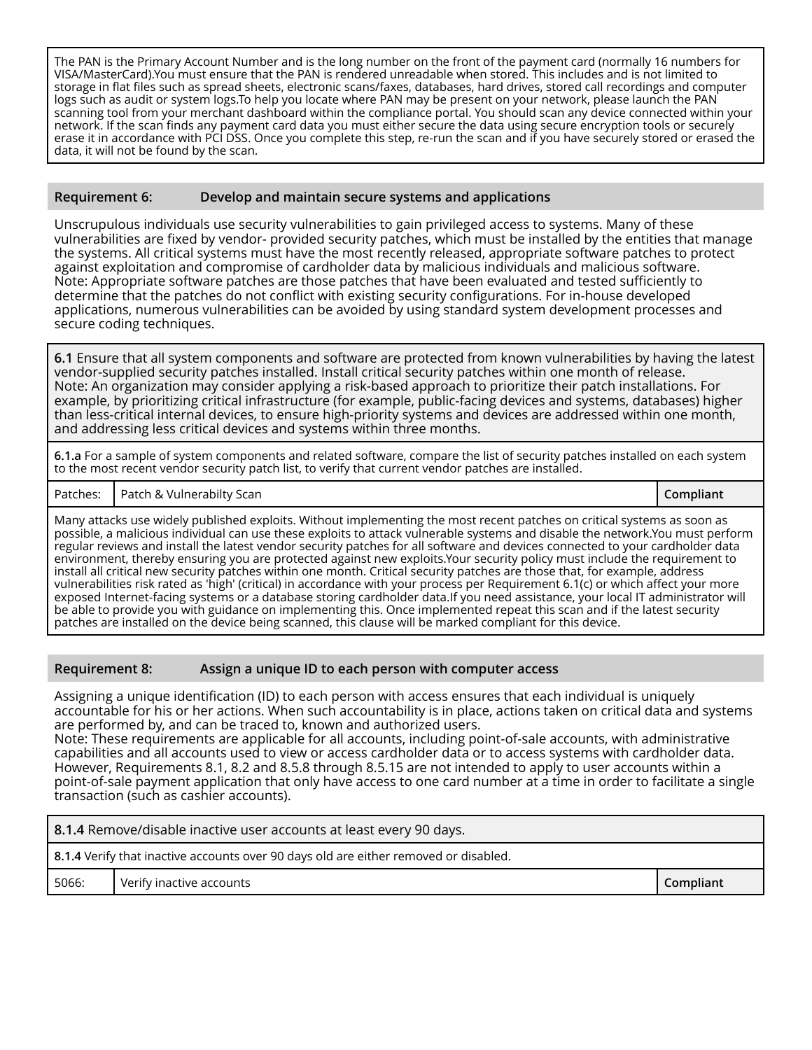The PAN is the Primary Account Number and is the long number on the front of the payment card (normally 16 numbers for VISA/MasterCard).You must ensure that the PAN is rendered unreadable when stored. This includes and is not limited to storage in flat files such as spread sheets, electronic scans/faxes, databases, hard drives, stored call recordings and computer logs such as audit or system logs.To help you locate where PAN may be present on your network, please launch the PAN scanning tool from your merchant dashboard within the compliance portal. You should scan any device connected within your network. If the scan finds any payment card data you must either secure the data using secure encryption tools or securely erase it in accordance with PCI DSS. Once you complete this step, re-run the scan and if you have securely stored or erased the data, it will not be found by the scan.

## Requirement 6: Develop and maintain secure systems and applications

Unscrupulous individuals use security vulnerabilities to gain privileged access to systems. Many of these vulnerabilities are fixed by vendor- provided security patches, which must be installed by the entities that manage the systems. All critical systems must have the most recently released, appropriate software patches to protect against exploitation and compromise of cardholder data by malicious individuals and malicious software.
Note: Appropriate software patches are those patches that have been evaluated and tested sufficiently to determine that the patches do not conflict with existing security configurations. For in-house developed applications, numerous vulnerabilities can be avoided by using standard system development processes and secure coding techniques.

**6.1** Ensure that all system components and software are protected from known vulnerabilities by having the latest vendor-supplied security patches installed. Install critical security patches within one month of release.
Note: An organization may consider applying a risk-based approach to prioritize their patch installations. For example, by prioritizing critical infrastructure (for example, public-facing devices and systems, databases) higher than less-critical internal devices, to ensure high-priority systems and devices are addressed within one month, and addressing less critical devices and systems within three months.

**6.1.a** For a sample of system components and related software, compare the list of security patches installed on each system to the most recent vendor security patch list, to verify that current vendor patches are installed.

| Patches: | Patch & Vulnerabilty Scan | **Compliant** |
|---|---|---|

Many attacks use widely published exploits. Without implementing the most recent patches on critical systems as soon as possible, a malicious individual can use these exploits to attack vulnerable systems and disable the network.You must perform regular reviews and install the latest vendor security patches for all software and devices connected to your cardholder data environment, thereby ensuring you are protected against new exploits.Your security policy must include the requirement to install all critical new security patches within one month. Critical security patches are those that, for example, address vulnerabilities risk rated as 'high' (critical) in accordance with your process per Requirement 6.1(c) or which affect your more exposed Internet-facing systems or a database storing cardholder data.If you need assistance, your local IT administrator will be able to provide you with guidance on implementing this. Once implemented repeat this scan and if the latest security patches are installed on the device being scanned, this clause will be marked compliant for this device.

## Requirement 8: Assign a unique ID to each person with computer access

Assigning a unique identification (ID) to each person with access ensures that each individual is uniquely accountable for his or her actions. When such accountability is in place, actions taken on critical data and systems are performed by, and can be traced to, known and authorized users.
Note: These requirements are applicable for all accounts, including point-of-sale accounts, with administrative capabilities and all accounts used to view or access cardholder data or to access systems with cardholder data. However, Requirements 8.1, 8.2 and 8.5.8 through 8.5.15 are not intended to apply to user accounts within a point-of-sale payment application that only have access to one card number at a time in order to facilitate a single transaction (such as cashier accounts).

**8.1.4** Remove/disable inactive user accounts at least every 90 days.

**8.1.4** Verify that inactive accounts over 90 days old are either removed or disabled.

| 5066: | Verify inactive accounts | **Compliant** |
|---|---|---|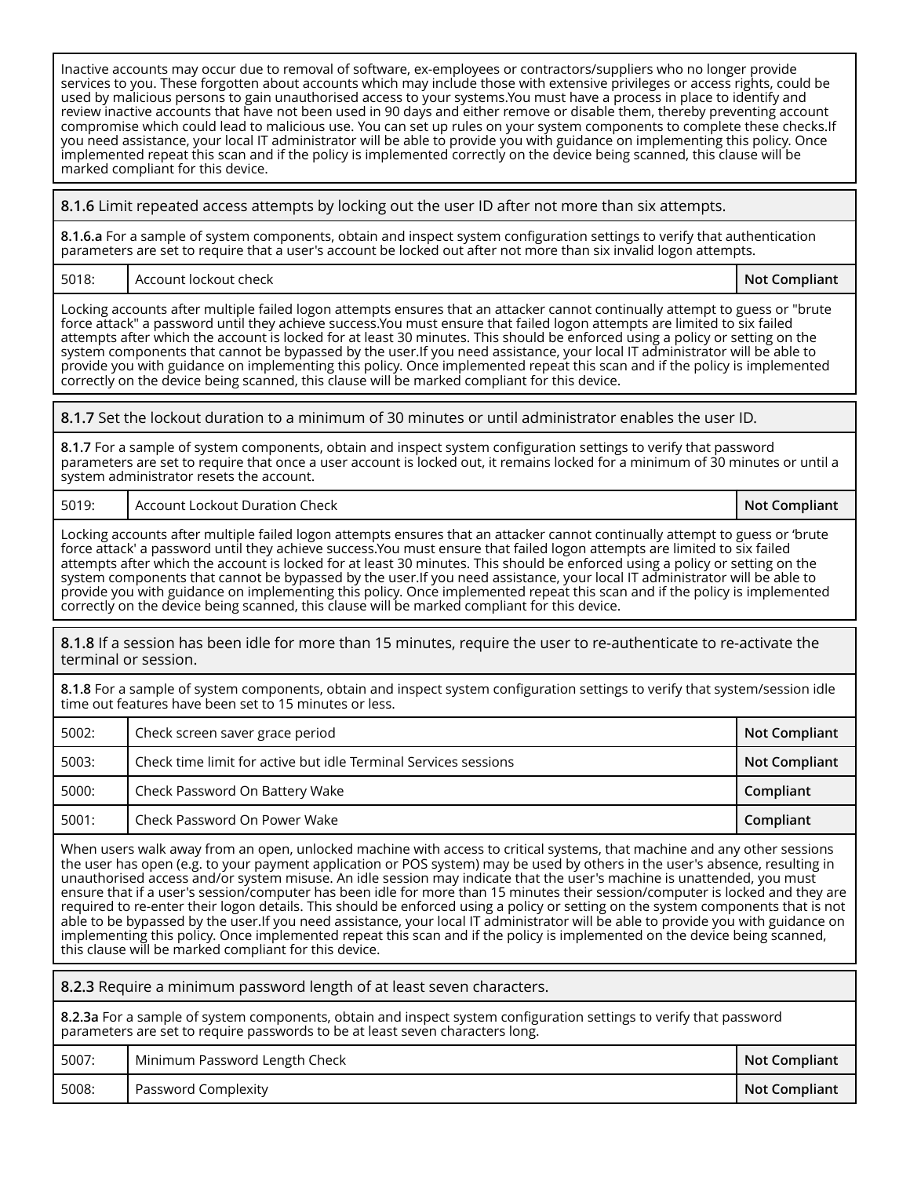Inactive accounts may occur due to removal of software, ex-employees or contractors/suppliers who no longer provide services to you. These forgotten about accounts which may include those with extensive privileges or access rights, could be used by malicious persons to gain unauthorised access to your systems.You must have a process in place to identify and review inactive accounts that have not been used in 90 days and either remove or disable them, thereby preventing account compromise which could lead to malicious use. You can set up rules on your system components to complete these checks.If you need assistance, your local IT administrator will be able to provide you with guidance on implementing this policy. Once implemented repeat this scan and if the policy is implemented correctly on the device being scanned, this clause will be marked compliant for this device.

**8.1.6** Limit repeated access attempts by locking out the user ID after not more than six attempts.

**8.1.6.a** For a sample of system components, obtain and inspect system configuration settings to verify that authentication parameters are set to require that a user's account be locked out after not more than six invalid logon attempts.

| | | |
|---|---|---|
| 5018: | Account lockout check | **Not Compliant** |

Locking accounts after multiple failed logon attempts ensures that an attacker cannot continually attempt to guess or "brute force attack" a password until they achieve success.You must ensure that failed logon attempts are limited to six failed attempts after which the account is locked for at least 30 minutes. This should be enforced using a policy or setting on the system components that cannot be bypassed by the user.If you need assistance, your local IT administrator will be able to provide you with guidance on implementing this policy. Once implemented repeat this scan and if the policy is implemented correctly on the device being scanned, this clause will be marked compliant for this device.

**8.1.7** Set the lockout duration to a minimum of 30 minutes or until administrator enables the user ID.

**8.1.7** For a sample of system components, obtain and inspect system configuration settings to verify that password parameters are set to require that once a user account is locked out, it remains locked for a minimum of 30 minutes or until a system administrator resets the account.

| | | |
|---|---|---|
| 5019: | Account Lockout Duration Check | **Not Compliant** |

Locking accounts after multiple failed logon attempts ensures that an attacker cannot continually attempt to guess or 'brute force attack' a password until they achieve success.You must ensure that failed logon attempts are limited to six failed attempts after which the account is locked for at least 30 minutes. This should be enforced using a policy or setting on the system components that cannot be bypassed by the user.If you need assistance, your local IT administrator will be able to provide you with guidance on implementing this policy. Once implemented repeat this scan and if the policy is implemented correctly on the device being scanned, this clause will be marked compliant for this device.

**8.1.8** If a session has been idle for more than 15 minutes, require the user to re-authenticate to re-activate the terminal or session.

**8.1.8** For a sample of system components, obtain and inspect system configuration settings to verify that system/session idle time out features have been set to 15 minutes or less.

| | | |
|---|---|---|
| 5002: | Check screen saver grace period | **Not Compliant** |
| 5003: | Check time limit for active but idle Terminal Services sessions | **Not Compliant** |
| 5000: | Check Password On Battery Wake | **Compliant** |
| 5001: | Check Password On Power Wake | **Compliant** |

When users walk away from an open, unlocked machine with access to critical systems, that machine and any other sessions the user has open (e.g. to your payment application or POS system) may be used by others in the user's absence, resulting in unauthorised access and/or system misuse. An idle session may indicate that the user's machine is unattended, you must ensure that if a user's session/computer has been idle for more than 15 minutes their session/computer is locked and they are required to re-enter their logon details. This should be enforced using a policy or setting on the system components that is not able to be bypassed by the user.If you need assistance, your local IT administrator will be able to provide you with guidance on implementing this policy. Once implemented repeat this scan and if the policy is implemented on the device being scanned, this clause will be marked compliant for this device.

**8.2.3** Require a minimum password length of at least seven characters.

**8.2.3a** For a sample of system components, obtain and inspect system configuration settings to verify that password parameters are set to require passwords to be at least seven characters long.

| | | |
|---|---|---|
| 5007: | Minimum Password Length Check | **Not Compliant** |
| 5008: | Password Complexity | **Not Compliant** |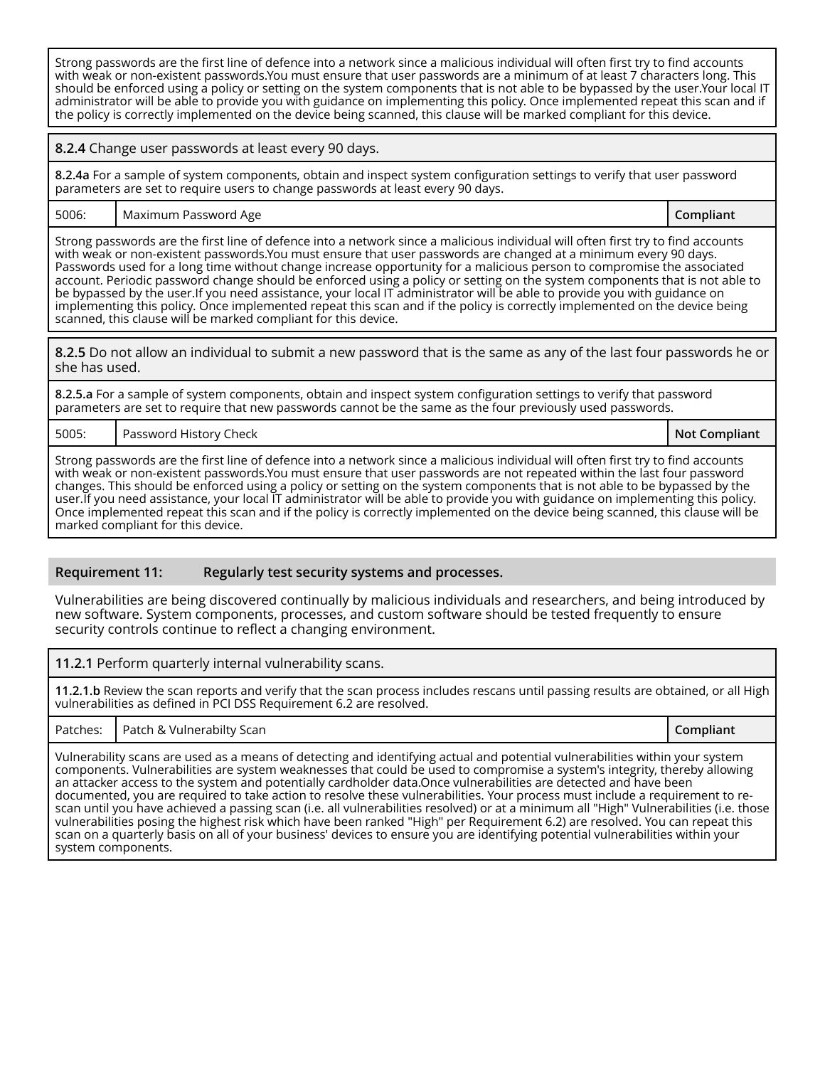Strong passwords are the first line of defence into a network since a malicious individual will often first try to find accounts with weak or non-existent passwords.You must ensure that user passwords are a minimum of at least 7 characters long. This should be enforced using a policy or setting on the system components that is not able to be bypassed by the user.Your local IT administrator will be able to provide you with guidance on implementing this policy. Once implemented repeat this scan and if the policy is correctly implemented on the device being scanned, this clause will be marked compliant for this device.

**8.2.4** Change user passwords at least every 90 days.

**8.2.4a** For a sample of system components, obtain and inspect system configuration settings to verify that user password parameters are set to require users to change passwords at least every 90 days.

| 5006: | Maximum Password Age | **Compliant** |
|---|---|---|

Strong passwords are the first line of defence into a network since a malicious individual will often first try to find accounts with weak or non-existent passwords.You must ensure that user passwords are changed at a minimum every 90 days. Passwords used for a long time without change increase opportunity for a malicious person to compromise the associated account. Periodic password change should be enforced using a policy or setting on the system components that is not able to be bypassed by the user.If you need assistance, your local IT administrator will be able to provide you with guidance on implementing this policy. Once implemented repeat this scan and if the policy is correctly implemented on the device being scanned, this clause will be marked compliant for this device.

**8.2.5** Do not allow an individual to submit a new password that is the same as any of the last four passwords he or she has used.

**8.2.5.a** For a sample of system components, obtain and inspect system configuration settings to verify that password parameters are set to require that new passwords cannot be the same as the four previously used passwords.

| 5005: | Password History Check | **Not Compliant** |
|---|---|---|

Strong passwords are the first line of defence into a network since a malicious individual will often first try to find accounts with weak or non-existent passwords.You must ensure that user passwords are not repeated within the last four password changes. This should be enforced using a policy or setting on the system components that is not able to be bypassed by the user.If you need assistance, your local IT administrator will be able to provide you with guidance on implementing this policy. Once implemented repeat this scan and if the policy is correctly implemented on the device being scanned, this clause will be marked compliant for this device.

## Requirement 11: Regularly test security systems and processes.

Vulnerabilities are being discovered continually by malicious individuals and researchers, and being introduced by new software. System components, processes, and custom software should be tested frequently to ensure security controls continue to reflect a changing environment.

**11.2.1** Perform quarterly internal vulnerability scans.

**11.2.1.b** Review the scan reports and verify that the scan process includes rescans until passing results are obtained, or all High vulnerabilities as defined in PCI DSS Requirement 6.2 are resolved.

| Patches: | Patch & Vulnerabilty Scan | **Compliant** |
|---|---|---|

Vulnerability scans are used as a means of detecting and identifying actual and potential vulnerabilities within your system components. Vulnerabilities are system weaknesses that could be used to compromise a system's integrity, thereby allowing an attacker access to the system and potentially cardholder data.Once vulnerabilities are detected and have been documented, you are required to take action to resolve these vulnerabilities. Your process must include a requirement to re-scan until you have achieved a passing scan (i.e. all vulnerabilities resolved) or at a minimum all "High" Vulnerabilities (i.e. those vulnerabilities posing the highest risk which have been ranked "High" per Requirement 6.2) are resolved. You can repeat this scan on a quarterly basis on all of your business' devices to ensure you are identifying potential vulnerabilities within your system components.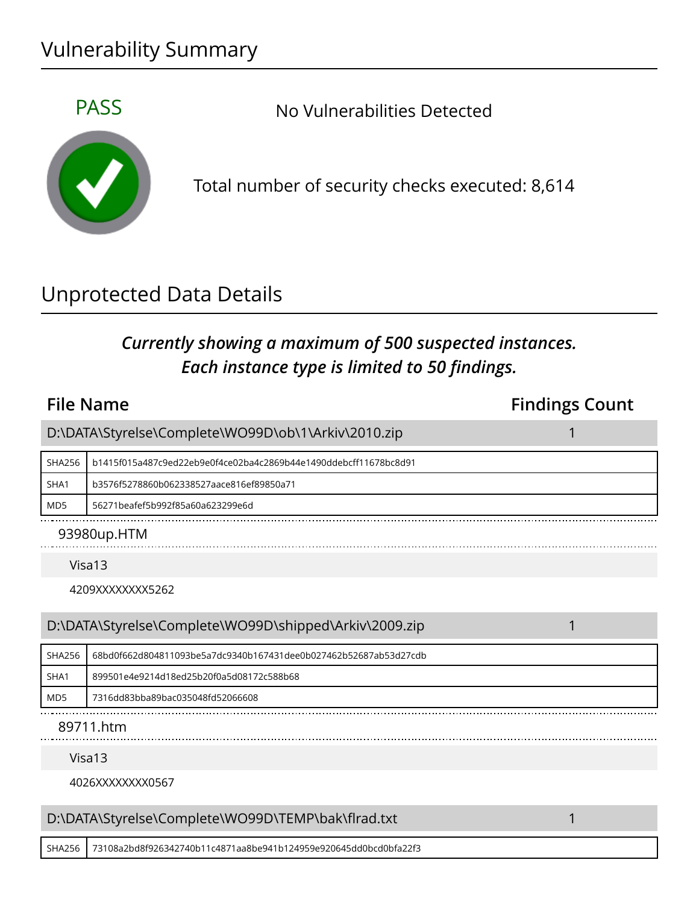# Vulnerability Summary

PASS

No Vulnerabilities Detected

Total number of security checks executed: 8,614

# Unprotected Data Details

***Currently showing a maximum of 500 suspected instances.***
***Each instance type is limited to 50 findings.***

| File Name | Findings Count |
|---|---|
| D:\DATA\Styrelse\Complete\WO99D\ob\1\Arkiv\2010.zip | 1 |

| | |
|---|---|
| SHA256 | b1415f015a487c9ed22eb9e0f4ce02ba4c2869b44e1490ddebcff11678bc8d91 |
| SHA1 | b3576f5278860b062338527aace816ef89850a71 |
| MD5 | 56271beafef5b992f85a60a623299e6d |

93980up.HTM

Visa13

4209XXXXXXXX5262

| File Name | Findings Count |
|---|---|
| D:\DATA\Styrelse\Complete\WO99D\shipped\Arkiv\2009.zip | 1 |

| | |
|---|---|
| SHA256 | 68bd0f662d804811093be5a7dc9340b167431dee0b027462b52687ab53d27cdb |
| SHA1 | 899501e4e9214d18ed25b20f0a5d08172c588b68 |
| MD5 | 7316dd83bba89bac035048fd52066608 |

89711.htm

Visa13

4026XXXXXXXX0567

| File Name | Findings Count |
|---|---|
| D:\DATA\Styrelse\Complete\WO99D\TEMP\bak\flrad.txt | 1 |

| | |
|---|---|
| SHA256 | 73108a2bd8f926342740b11c4871aa8be941b124959e920645dd0bcd0bfa22f3 |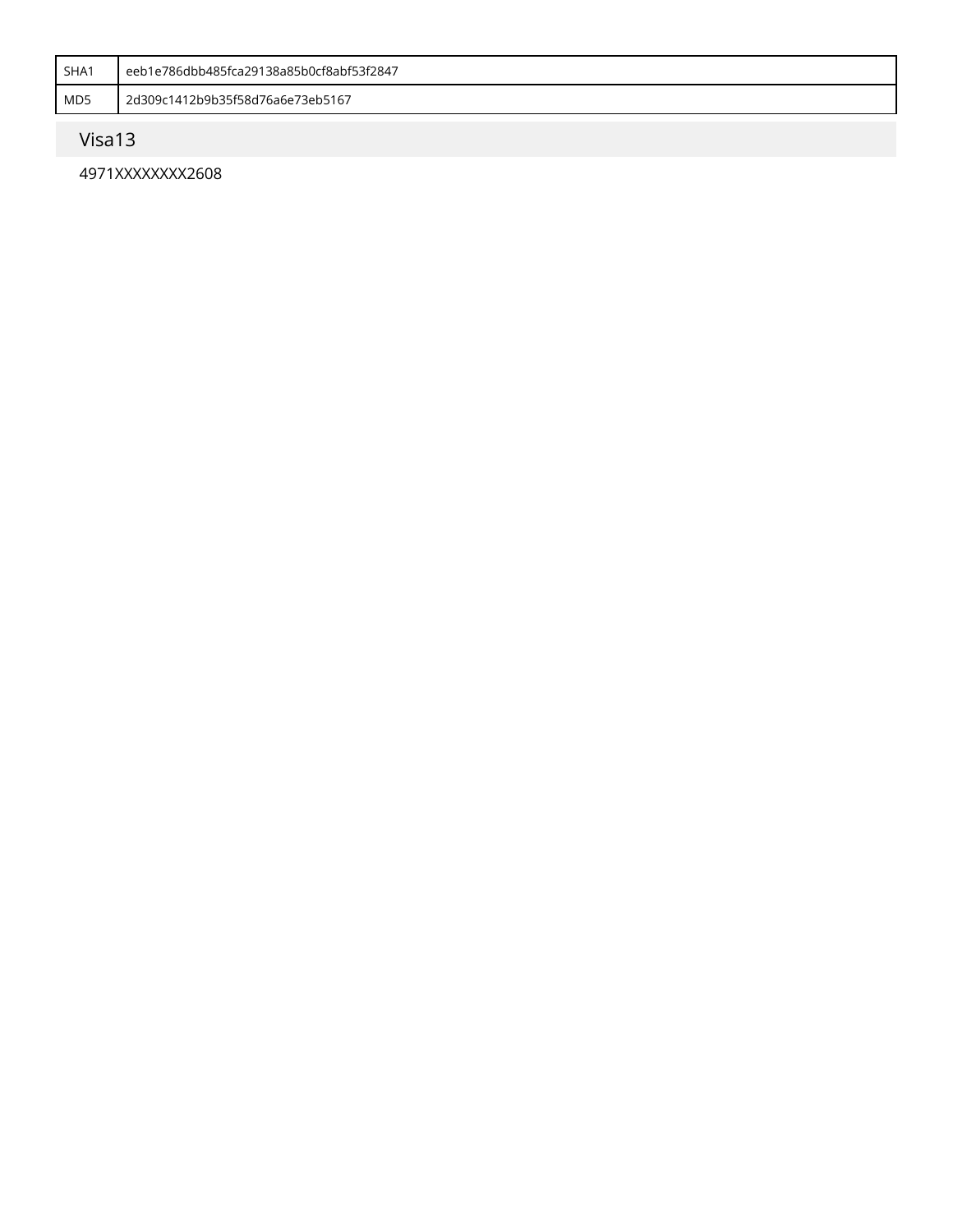| SHA1 | eeb1e786dbb485fca29138a85b0cf8abf53f2847 |
| --- | --- |
| MD5 | 2d309c1412b9b35f58d76a6e73eb5167 |

## Visa13

4971XXXXXXXX2608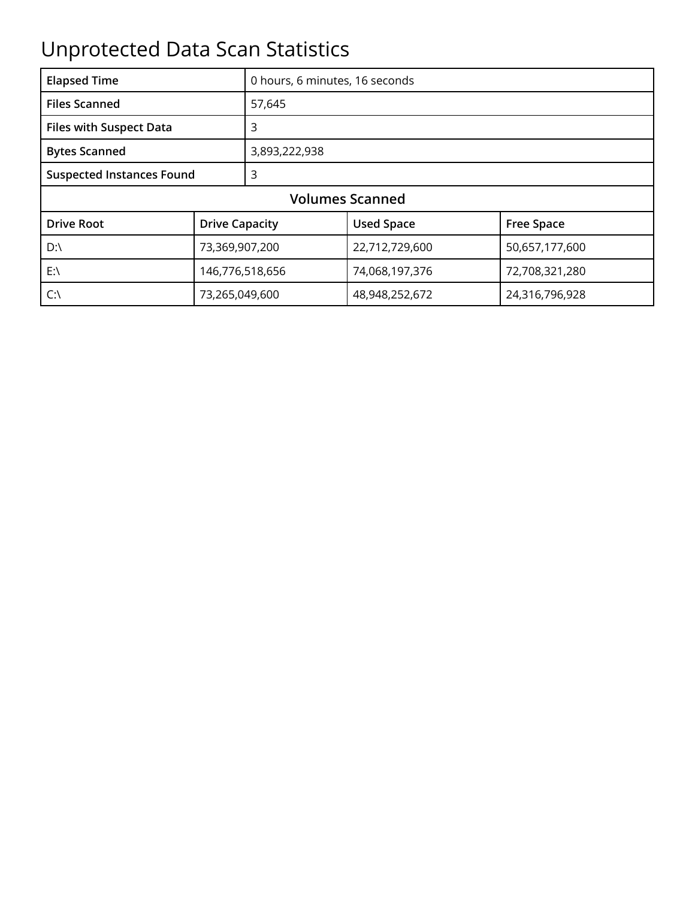# Unprotected Data Scan Statistics

| Elapsed Time | 0 hours, 6 minutes, 16 seconds |
|---|---|
| Files Scanned | 57,645 |
| Files with Suspect Data | 3 |
| Bytes Scanned | 3,893,222,938 |
| Suspected Instances Found | 3 |

**Volumes Scanned**

| Drive Root | Drive Capacity | Used Space | Free Space |
|---|---|---|---|
| D:\ | 73,369,907,200 | 22,712,729,600 | 50,657,177,600 |
| E:\ | 146,776,518,656 | 74,068,197,376 | 72,708,321,280 |
| C:\ | 73,265,049,600 | 48,948,252,672 | 24,316,796,928 |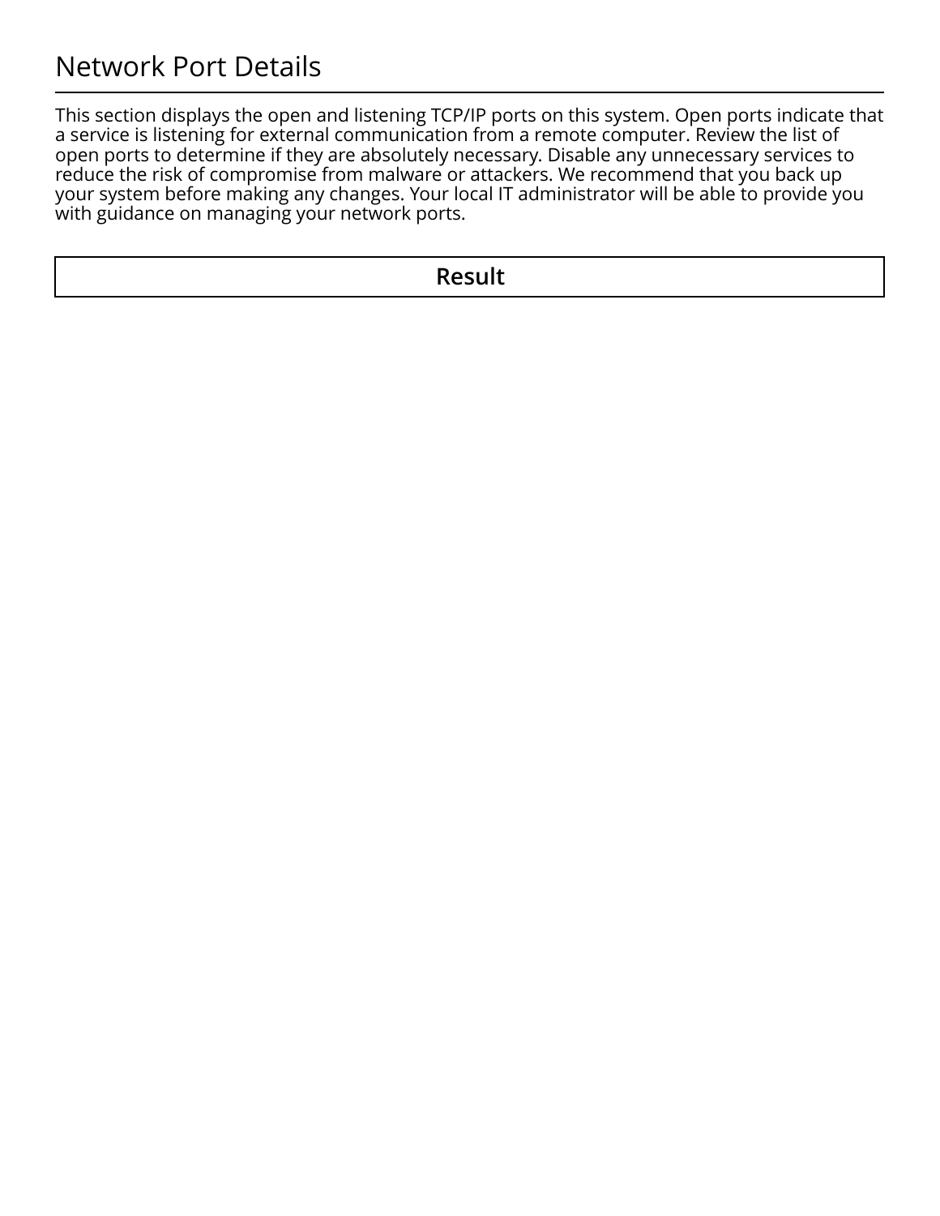# Network Port Details

This section displays the open and listening TCP/IP ports on this system. Open ports indicate that a service is listening for external communication from a remote computer. Review the list of open ports to determine if they are absolutely necessary. Disable any unnecessary services to reduce the risk of compromise from malware or attackers. We recommend that you back up your system before making any changes. Your local IT administrator will be able to provide you with guidance on managing your network ports.

| Result |
|---|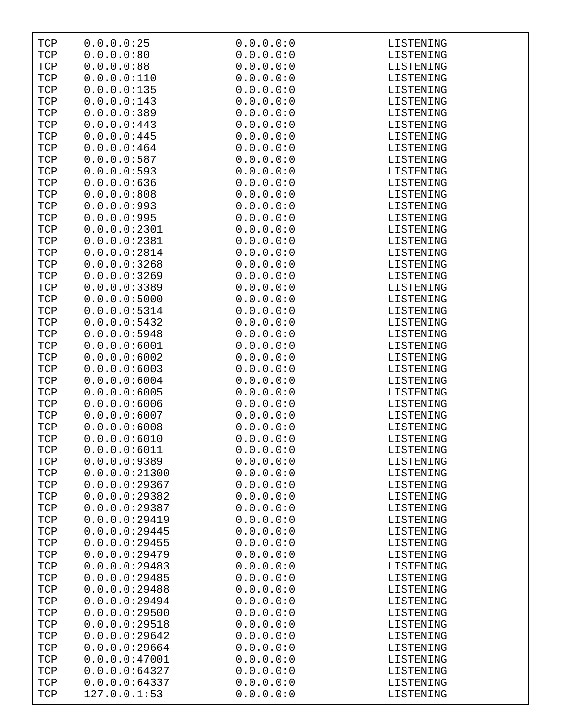```
TCP    0.0.0.0:25             0.0.0.0:0              LISTENING
TCP    0.0.0.0:80             0.0.0.0:0              LISTENING
TCP    0.0.0.0:88             0.0.0.0:0              LISTENING
TCP    0.0.0.0:110            0.0.0.0:0              LISTENING
TCP    0.0.0.0:135            0.0.0.0:0              LISTENING
TCP    0.0.0.0:143            0.0.0.0:0              LISTENING
TCP    0.0.0.0:389            0.0.0.0:0              LISTENING
TCP    0.0.0.0:443            0.0.0.0:0              LISTENING
TCP    0.0.0.0:445            0.0.0.0:0              LISTENING
TCP    0.0.0.0:464            0.0.0.0:0              LISTENING
TCP    0.0.0.0:587            0.0.0.0:0              LISTENING
TCP    0.0.0.0:593            0.0.0.0:0              LISTENING
TCP    0.0.0.0:636            0.0.0.0:0              LISTENING
TCP    0.0.0.0:808            0.0.0.0:0              LISTENING
TCP    0.0.0.0:993            0.0.0.0:0              LISTENING
TCP    0.0.0.0:995            0.0.0.0:0              LISTENING
TCP    0.0.0.0:2301           0.0.0.0:0              LISTENING
TCP    0.0.0.0:2381           0.0.0.0:0              LISTENING
TCP    0.0.0.0:2814           0.0.0.0:0              LISTENING
TCP    0.0.0.0:3268           0.0.0.0:0              LISTENING
TCP    0.0.0.0:3269           0.0.0.0:0              LISTENING
TCP    0.0.0.0:3389           0.0.0.0:0              LISTENING
TCP    0.0.0.0:5000           0.0.0.0:0              LISTENING
TCP    0.0.0.0:5314           0.0.0.0:0              LISTENING
TCP    0.0.0.0:5432           0.0.0.0:0              LISTENING
TCP    0.0.0.0:5948           0.0.0.0:0              LISTENING
TCP    0.0.0.0:6001           0.0.0.0:0              LISTENING
TCP    0.0.0.0:6002           0.0.0.0:0              LISTENING
TCP    0.0.0.0:6003           0.0.0.0:0              LISTENING
TCP    0.0.0.0:6004           0.0.0.0:0              LISTENING
TCP    0.0.0.0:6005           0.0.0.0:0              LISTENING
TCP    0.0.0.0:6006           0.0.0.0:0              LISTENING
TCP    0.0.0.0:6007           0.0.0.0:0              LISTENING
TCP    0.0.0.0:6008           0.0.0.0:0              LISTENING
TCP    0.0.0.0:6010           0.0.0.0:0              LISTENING
TCP    0.0.0.0:6011           0.0.0.0:0              LISTENING
TCP    0.0.0.0:9389           0.0.0.0:0              LISTENING
TCP    0.0.0.0:21300          0.0.0.0:0              LISTENING
TCP    0.0.0.0:29367          0.0.0.0:0              LISTENING
TCP    0.0.0.0:29382          0.0.0.0:0              LISTENING
TCP    0.0.0.0:29387          0.0.0.0:0              LISTENING
TCP    0.0.0.0:29419          0.0.0.0:0              LISTENING
TCP    0.0.0.0:29445          0.0.0.0:0              LISTENING
TCP    0.0.0.0:29455          0.0.0.0:0              LISTENING
TCP    0.0.0.0:29479          0.0.0.0:0              LISTENING
TCP    0.0.0.0:29483          0.0.0.0:0              LISTENING
TCP    0.0.0.0:29485          0.0.0.0:0              LISTENING
TCP    0.0.0.0:29488          0.0.0.0:0              LISTENING
TCP    0.0.0.0:29494          0.0.0.0:0              LISTENING
TCP    0.0.0.0:29500          0.0.0.0:0              LISTENING
TCP    0.0.0.0:29518          0.0.0.0:0              LISTENING
TCP    0.0.0.0:29642          0.0.0.0:0              LISTENING
TCP    0.0.0.0:29664          0.0.0.0:0              LISTENING
TCP    0.0.0.0:47001          0.0.0.0:0              LISTENING
TCP    0.0.0.0:64327          0.0.0.0:0              LISTENING
TCP    0.0.0.0:64337          0.0.0.0:0              LISTENING
TCP    127.0.0.1:53           0.0.0.0:0              LISTENING
```